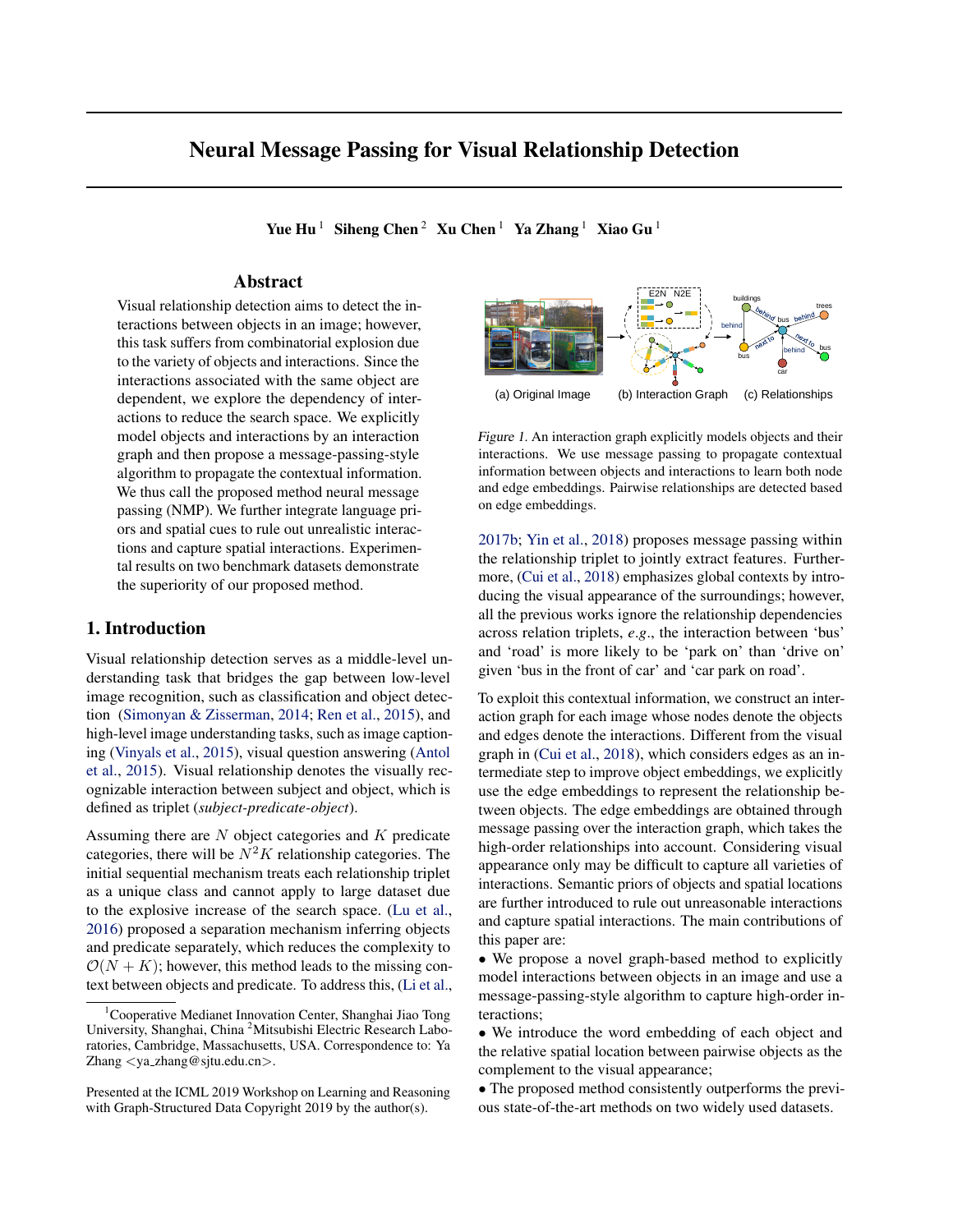# Neural Message Passing for Visual Relationship Detection

**Yue Hu** [1] **Siheng Chen** [2] **Xu Chen** [1] **Ya Zhang** [1] **Xiao Gu** [1]

## Abstract

Visual relationship detection aims to detect the interactions between objects in an image; however, this task suffers from combinatorial explosion due to the variety of objects and interactions. Since the interactions associated with the same object are dependent, we explore the dependency of interactions to reduce the search space. We explicitly model objects and interactions by an interaction graph and then propose a message-passing-style algorithm to propagate the contextual information. We thus call the proposed method neural message passing (NMP). We further integrate language priors and spatial cues to rule out unrealistic interactions and capture spatial interactions. Experimental results on two benchmark datasets demonstrate the superiority of our proposed method.

## 1. Introduction

Visual relationship detection serves as a middle-level understanding task that bridges the gap between low-level image recognition, such as classification and object detection (Simonyan & Zisserman, 2014; Ren et al., 2015), and high-level image understanding tasks, such as image captioning (Vinyals et al., 2015), visual question answering (Antol et al., 2015). Visual relationship denotes the visually recognizable interaction between subject and object, which is defined as triplet (*subject-predicate-object*).

Assuming there are $N$ object categories and $K$ predicate categories, there will be $N^2K$ relationship categories. The initial sequential mechanism treats each relationship triplet as a unique class and cannot apply to large dataset due to the explosive increase of the search space. (Lu et al., 2016) proposed a separation mechanism inferring objects and predicate separately, which reduces the complexity to $\mathcal{O}(N + K)$; however, this method leads to the missing context between objects and predicate. To address this, (Li et al., 2017b; Yin et al., 2018) proposes message passing within the relationship triplet to jointly extract features. Furthermore, (Cui et al., 2018) emphasizes global contexts by introducing the visual appearance of the surroundings; however, all the previous works ignore the relationship dependencies across relation triplets, *e.g.*, the interaction between 'bus' and 'road' is more likely to be 'park on' than 'drive on' given 'bus in the front of car' and 'car park on road'.

(a) Original Image (b) Interaction Graph (c) Relationships

*Figure 1.* An interaction graph explicitly models objects and their interactions. We use message passing to propagate contextual information between objects and interactions to learn both node and edge embeddings. Pairwise relationships are detected based on edge embeddings.

To exploit this contextual information, we construct an interaction graph for each image whose nodes denote the objects and edges denote the interactions. Different from the visual graph in (Cui et al., 2018), which considers edges as an intermediate step to improve object embeddings, we explicitly use the edge embeddings to represent the relationship between objects. The edge embeddings are obtained through message passing over the interaction graph, which takes the high-order relationships into account. Considering visual appearance only may be difficult to capture all varieties of interactions. Semantic priors of objects and spatial locations are further introduced to rule out unreasonable interactions and capture spatial interactions. The main contributions of this paper are:

- We propose a novel graph-based method to explicitly model interactions between objects in an image and use a message-passing-style algorithm to capture high-order interactions;
- We introduce the word embedding of each object and the relative spatial location between pairwise objects as the complement to the visual appearance;
- The proposed method consistently outperforms the previous state-of-the-art methods on two widely used datasets.

---

[1] Cooperative Medianet Innovation Center, Shanghai Jiao Tong University, Shanghai, China [2] Mitsubishi Electric Research Laboratories, Cambridge, Massachusetts, USA. Correspondence to: Ya Zhang <ya_zhang@sjtu.edu.cn>.

Presented at the ICML 2019 Workshop on Learning and Reasoning with Graph-Structured Data Copyright 2019 by the author(s).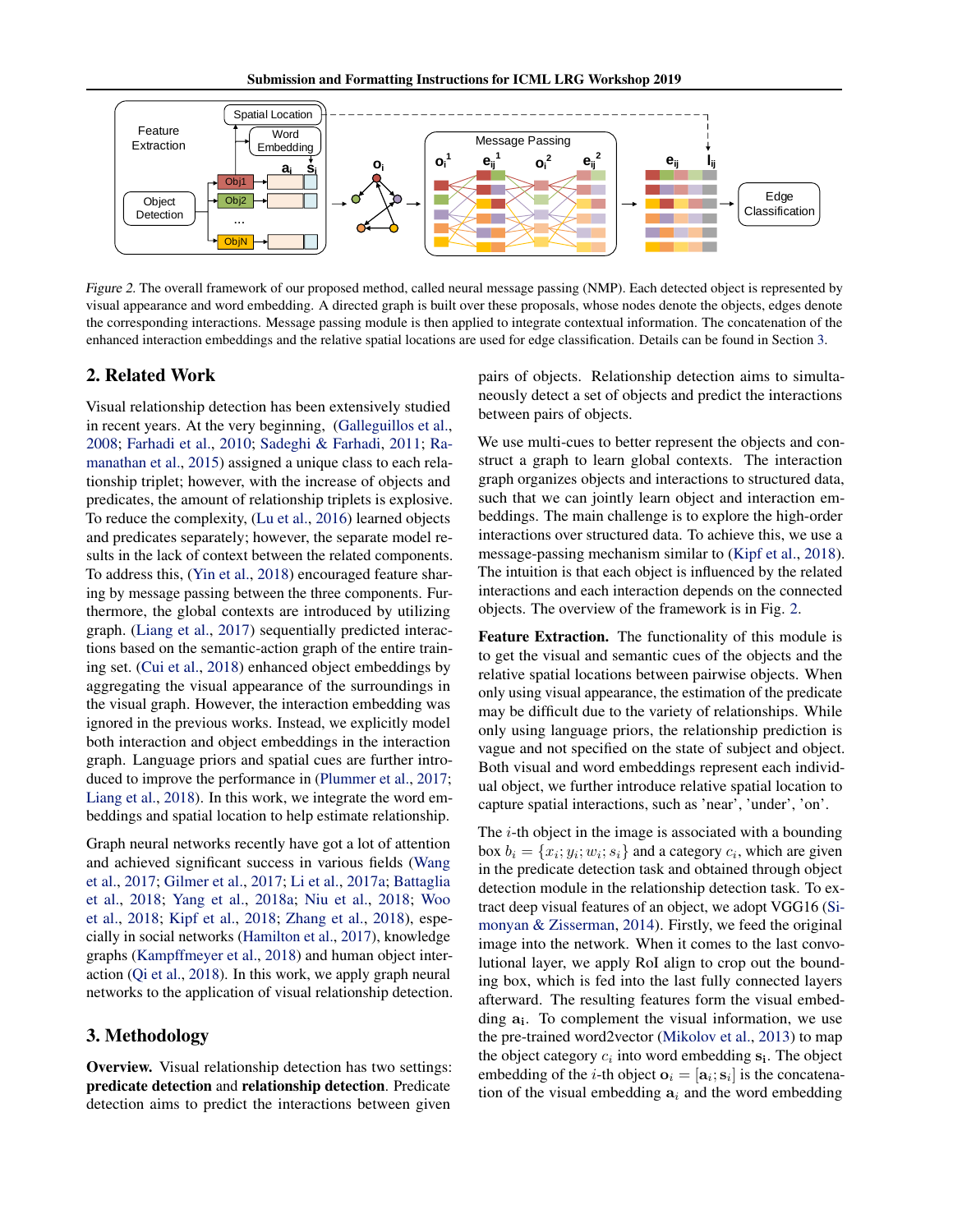*Figure 2.* The overall framework of our proposed method, called neural message passing (NMP). Each detected object is represented by visual appearance and word embedding. A directed graph is built over these proposals, whose nodes denote the objects, edges denote the corresponding interactions. Message passing module is then applied to integrate contextual information. The concatenation of the enhanced interaction embeddings and the relative spatial locations are used for edge classification. Details can be found in Section 3.

## 2. Related Work

Visual relationship detection has been extensively studied in recent years. At the very beginning, (Galleguillos et al., 2008; Farhadi et al., 2010; Sadeghi & Farhadi, 2011; Ramanathan et al., 2015) assigned a unique class to each relationship triplet; however, with the increase of objects and predicates, the amount of relationship triplets is explosive. To reduce the complexity, (Lu et al., 2016) learned objects and predicates separately; however, the separate model results in the lack of context between the related components. To address this, (Yin et al., 2018) encouraged feature sharing by message passing between the three components. Furthermore, the global contexts are introduced by utilizing graph. (Liang et al., 2017) sequentially predicted interactions based on the semantic-action graph of the entire training set. (Cui et al., 2018) enhanced object embeddings by aggregating the visual appearance of the surroundings in the visual graph. However, the interaction embedding was ignored in the previous works. Instead, we explicitly model both interaction and object embeddings in the interaction graph. Language priors and spatial cues are further introduced to improve the performance in (Plummer et al., 2017; Liang et al., 2018). In this work, we integrate the word embeddings and spatial location to help estimate relationship.

Graph neural networks recently have got a lot of attention and achieved significant success in various fields (Wang et al., 2017; Gilmer et al., 2017; Li et al., 2017a; Battaglia et al., 2018; Yang et al., 2018a; Niu et al., 2018; Woo et al., 2018; Kipf et al., 2018; Zhang et al., 2018), especially in social networks (Hamilton et al., 2017), knowledge graphs (Kampffmeyer et al., 2018) and human object interaction (Qi et al., 2018). In this work, we apply graph neural networks to the application of visual relationship detection.

## 3. Methodology

**Overview.** Visual relationship detection has two settings: **predicate detection** and **relationship detection**. Predicate detection aims to predict the interactions between given pairs of objects. Relationship detection aims to simultaneously detect a set of objects and predict the interactions between pairs of objects.

We use multi-cues to better represent the objects and construct a graph to learn global contexts. The interaction graph organizes objects and interactions to structured data, such that we can jointly learn object and interaction embeddings. The main challenge is to explore the high-order interactions over structured data. To achieve this, we use a message-passing mechanism similar to (Kipf et al., 2018). The intuition is that each object is influenced by the related interactions and each interaction depends on the connected objects. The overview of the framework is in Fig. 2.

**Feature Extraction.** The functionality of this module is to get the visual and semantic cues of the objects and the relative spatial locations between pairwise objects. When only using visual appearance, the estimation of the predicate may be difficult due to the variety of relationships. While only using language priors, the relationship prediction is vague and not specified on the state of subject and object. Both visual and word embeddings represent each individual object, we further introduce relative spatial location to capture spatial interactions, such as 'near', 'under', 'on'.

The $i$-th object in the image is associated with a bounding box $b_i = \{x_i; y_i; w_i; s_i\}$ and a category $c_i$, which are given in the predicate detection task and obtained through object detection module in the relationship detection task. To extract deep visual features of an object, we adopt VGG16 (Simonyan & Zisserman, 2014). Firstly, we feed the original image into the network. When it comes to the last convolutional layer, we apply RoI align to crop out the bounding box, which is fed into the last fully connected layers afterward. The resulting features form the visual embedding $\mathbf{a_i}$. To complement the visual information, we use the pre-trained word2vector (Mikolov et al., 2013) to map the object category $c_i$ into word embedding $\mathbf{s_i}$. The object embedding of the $i$-th object $\mathbf{o}_i = [\mathbf{a}_i; \mathbf{s}_i]$ is the concatenation of the visual embedding $\mathbf{a}_i$ and the word embedding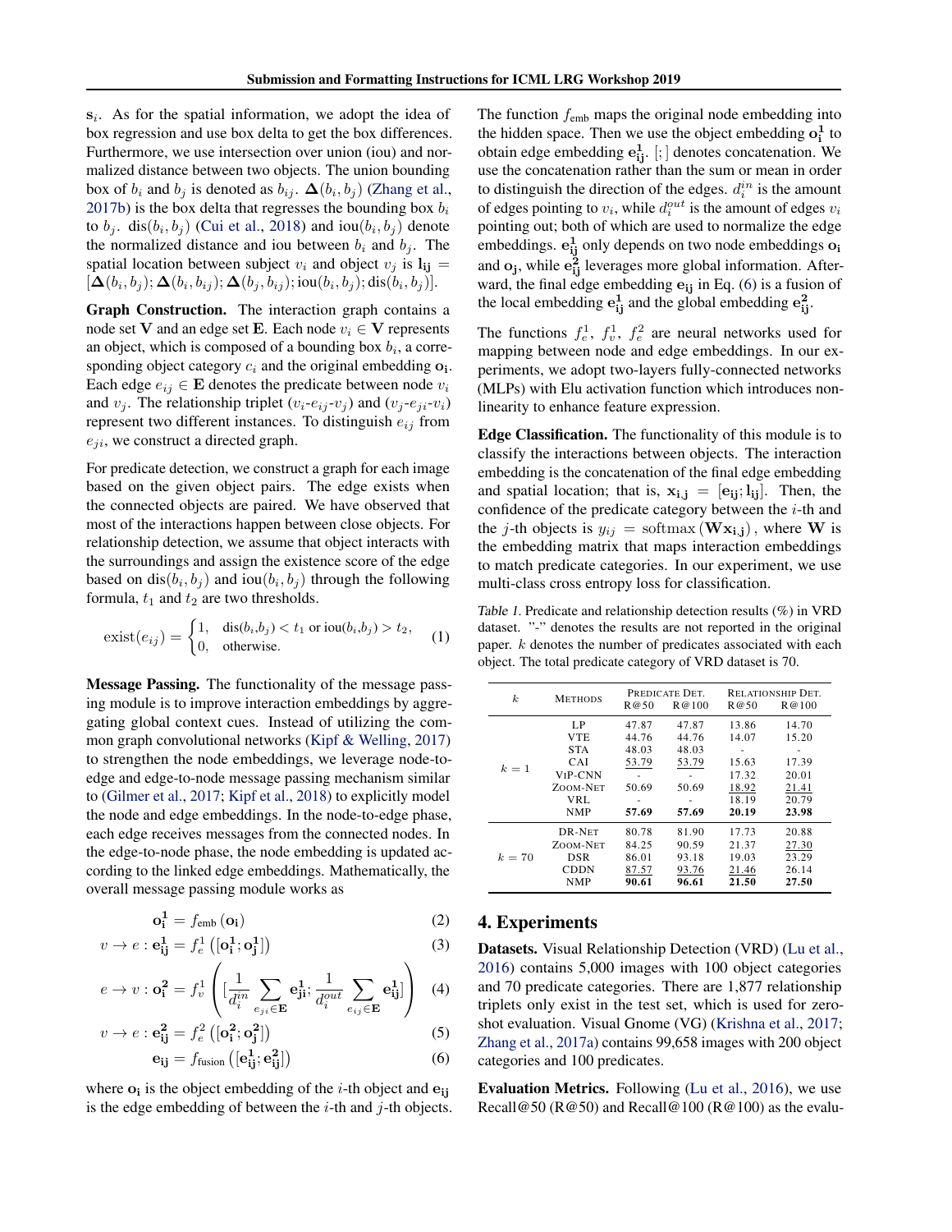$\mathbf{s}_i$. As for the spatial information, we adopt the idea of box regression and use box delta to get the box differences. Furthermore, we use intersection over union (iou) and normalized distance between two objects. The union bounding box of $b_i$ and $b_j$ is denoted as $b_{ij}$. $\mathbf{\Delta}(b_i, b_j)$ (Zhang et al., 2017b) is the box delta that regresses the bounding box $b_i$ to $b_j$. $\text{dis}(b_i, b_j)$ (Cui et al., 2018) and $\text{iou}(b_i, b_j)$ denote the normalized distance and iou between $b_i$ and $b_j$. The spatial location between subject $v_i$ and object $v_j$ is $\mathbf{l_{ij}} = [\mathbf{\Delta}(b_i, b_j); \mathbf{\Delta}(b_i, b_{ij}); \mathbf{\Delta}(b_j, b_{ij}); \text{iou}(b_i, b_j); \text{dis}(b_i, b_j)]$.

**Graph Construction.** The interaction graph contains a node set $\mathbf{V}$ and an edge set $\mathbf{E}$. Each node $v_i \in \mathbf{V}$ represents an object, which is composed of a bounding box $b_i$, a corresponding object category $c_i$ and the original embedding $\mathbf{o_i}$. Each edge $e_{ij} \in \mathbf{E}$ denotes the predicate between node $v_i$ and $v_j$. The relationship triplet ($v_i$-$e_{ij}$-$v_j$) and ($v_j$-$e_{ji}$-$v_i$) represent two different instances. To distinguish $e_{ij}$ from $e_{ji}$, we construct a directed graph.

For predicate detection, we construct a graph for each image based on the given object pairs. The edge exists when the connected objects are paired. We have observed that most of the interactions happen between close objects. For relationship detection, we assume that object interacts with the surroundings and assign the existence score of the edge based on $\text{dis}(b_i, b_j)$ and $\text{iou}(b_i, b_j)$ through the following formula, $t_1$ and $t_2$ are two thresholds.

$$\text{exist}(e_{ij}) = \begin{cases} 1, & \text{dis}(b_i,b_j) < t_1 \text{ or } \text{iou}(b_i,b_j) > t_2, \\ 0, & \text{otherwise.} \end{cases} \quad (1)$$

**Message Passing.** The functionality of the message passing module is to improve interaction embeddings by aggregating global context cues. Instead of utilizing the common graph convolutional networks (Kipf & Welling, 2017) to strengthen the node embeddings, we leverage node-to-edge and edge-to-node message passing mechanism similar to (Gilmer et al., 2017; Kipf et al., 2018) to explicitly model the node and edge embeddings. In the node-to-edge phase, each edge receives messages from the connected nodes. In the edge-to-node phase, the node embedding is updated according to the linked edge embeddings. Mathematically, the overall message passing module works as

$$\mathbf{o_i^1} = f_{\text{emb}}\left(\mathbf{o_i}\right) \quad (2)$$

$$v \to e : \mathbf{e_{ij}^1} = f_e^1\left([\mathbf{o_i^1}; \mathbf{o_j^1}]\right) \quad (3)$$

$$e \to v : \mathbf{o_i^2} = f_v^1\left([\frac{1}{d_i^{in}} \sum_{e_{ji} \in \mathbf{E}} \mathbf{e_{ji}^1}; \frac{1}{d_i^{out}} \sum_{e_{ij} \in \mathbf{E}} \mathbf{e_{ij}^1}]\right) \quad (4)$$

$$v \to e : \mathbf{e_{ij}^2} = f_e^2\left([\mathbf{o_i^2}; \mathbf{o_j^2}]\right) \quad (5)$$

$$\mathbf{e_{ij}} = f_{\text{fusion}}\left([\mathbf{e_{ij}^1}; \mathbf{e_{ij}^2}]\right) \quad (6)$$

where $\mathbf{o_i}$ is the object embedding of the $i$-th object and $\mathbf{e_{ij}}$ is the edge embedding of between the $i$-th and $j$-th objects. The function $f_{\text{emb}}$ maps the original node embedding into the hidden space. Then we use the object embedding $\mathbf{o_i^1}$ to obtain edge embedding $\mathbf{e_{ij}^1}$. $[;]$ denotes concatenation. We use the concatenation rather than the sum or mean in order to distinguish the direction of the edges. $d_i^{in}$ is the amount of edges pointing to $v_i$, while $d_i^{out}$ is the amount of edges $v_i$ pointing out; both of which are used to normalize the edge embeddings. $\mathbf{e_{ij}^1}$ only depends on two node embeddings $\mathbf{o_i}$ and $\mathbf{o_j}$, while $\mathbf{e_{ij}^2}$ leverages more global information. Afterward, the final edge embedding $\mathbf{e_{ij}}$ in Eq. (6) is a fusion of the local embedding $\mathbf{e_{ij}^1}$ and the global embedding $\mathbf{e_{ij}^2}$.

The functions $f_e^1$, $f_v^1$, $f_e^2$ are neural networks used for mapping between node and edge embeddings. In our experiments, we adopt two-layers fully-connected networks (MLPs) with Elu activation function which introduces nonlinearity to enhance feature expression.

**Edge Classification.** The functionality of this module is to classify the interactions between objects. The interaction embedding is the concatenation of the final edge embedding and spatial location; that is, $\mathbf{x_{i,j}} = [\mathbf{e_{ij}}; \mathbf{l_{ij}}]$. Then, the confidence of the predicate category between the $i$-th and the $j$-th objects is $y_{ij} = \text{softmax}\left(\mathbf{W}\mathbf{x_{i,j}}\right)$, where $\mathbf{W}$ is the embedding matrix that maps interaction embeddings to match predicate categories. In our experiment, we use multi-class cross entropy loss for classification.

*Table 1.* Predicate and relationship detection results (%) in VRD dataset. "-" denotes the results are not reported in the original paper. $k$ denotes the number of predicates associated with each object. The total predicate category of VRD dataset is 70.

| $k$ | Methods | Predicate Det. | | Relationship Det. | |
|---|---|---|---|---|---|
| | | R@50 | R@100 | R@50 | R@100 |
| $k=1$ | LP | 47.87 | 47.87 | 13.86 | 14.70 |
| | VTE | 44.76 | 44.76 | 14.07 | 15.20 |
| | STA | 48.03 | 48.03 | - | - |
| | CAI | <u>53.79</u> | <u>53.79</u> | 15.63 | 17.39 |
| | ViP-CNN | - | - | 17.32 | 20.01 |
| | Zoom-Net | 50.69 | 50.69 | <u>18.92</u> | <u>21.41</u> |
| | VRL | - | - | 18.19 | 20.79 |
| | NMP | **57.69** | **57.69** | **20.19** | **23.98** |
| $k=70$ | DR-Net | 80.78 | 81.90 | 17.73 | 20.88 |
| | Zoom-Net | 84.25 | 90.59 | 21.37 | <u>27.30</u> |
| | DSR | 86.01 | 93.18 | 19.03 | 23.29 |
| | CDDN | <u>87.57</u> | <u>93.76</u> | <u>21.46</u> | 26.14 |
| | NMP | **90.61** | **96.61** | **21.50** | **27.50** |

# 4. Experiments

**Datasets.** Visual Relationship Detection (VRD) (Lu et al., 2016) contains 5,000 images with 100 object categories and 70 predicate categories. There are 1,877 relationship triplets only exist in the test set, which is used for zero-shot evaluation. Visual Gnome (VG) (Krishna et al., 2017; Zhang et al., 2017a) contains 99,658 images with 200 object categories and 100 predicates.

**Evaluation Metrics.** Following (Lu et al., 2016), we use Recall@50 (R@50) and Recall@100 (R@100) as the evalu-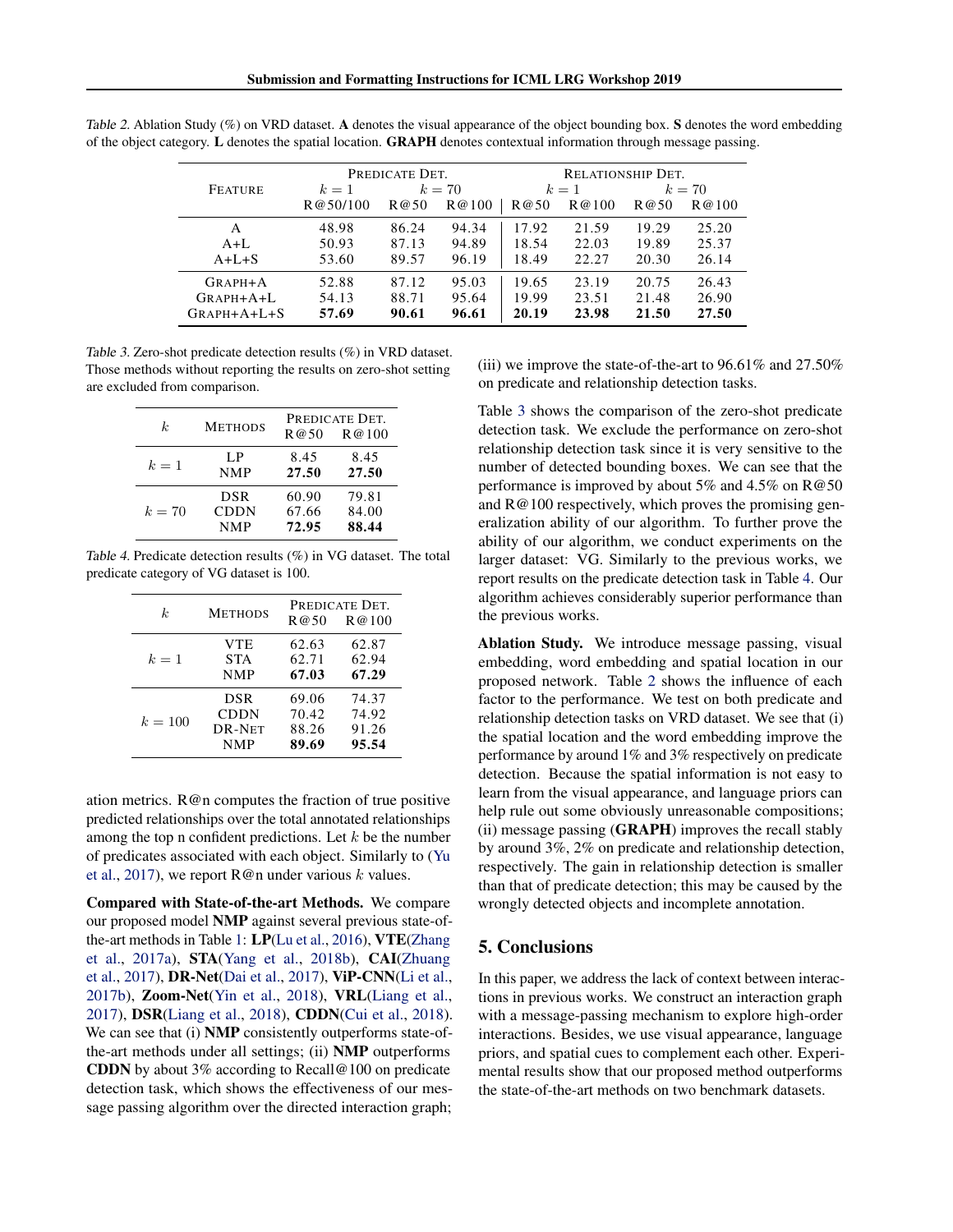Table 2. Ablation Study (%) on VRD dataset. **A** denotes the visual appearance of the object bounding box. **S** denotes the word embedding of the object category. **L** denotes the spatial location. **GRAPH** denotes contextual information through message passing.

| Feature | Predicate Det. | | | Relationship Det. | | | |
|---|---|---|---|---|---|---|---|
| | $k=1$ | $k=70$ | | $k=1$ | | $k=70$ | |
| | R@50/100 | R@50 | R@100 | R@50 | R@100 | R@50 | R@100 |
| A | 48.98 | 86.24 | 94.34 | 17.92 | 21.59 | 19.29 | 25.20 |
| A+L | 50.93 | 87.13 | 94.89 | 18.54 | 22.03 | 19.89 | 25.37 |
| A+L+S | 53.60 | 89.57 | 96.19 | 18.49 | 22.27 | 20.30 | 26.14 |
| Graph+A | 52.88 | 87.12 | 95.03 | 19.65 | 23.19 | 20.75 | 26.43 |
| Graph+A+L | 54.13 | 88.71 | 95.64 | 19.99 | 23.51 | 21.48 | 26.90 |
| Graph+A+L+S | **57.69** | **90.61** | **96.61** | **20.19** | **23.98** | **21.50** | **27.50** |

Table 3. Zero-shot predicate detection results (%) in VRD dataset. Those methods without reporting the results on zero-shot setting are excluded from comparison.

| $k$ | Methods | Predicate Det. | |
|---|---|---|---|
| | | R@50 | R@100 |
| $k=1$ | LP | 8.45 | 8.45 |
| | NMP | **27.50** | **27.50** |
| $k=70$ | DSR | 60.90 | 79.81 |
| | CDDN | 67.66 | 84.00 |
| | NMP | **72.95** | **88.44** |

Table 4. Predicate detection results (%) in VG dataset. The total predicate category of VG dataset is 100.

| $k$ | Methods | Predicate Det. | |
|---|---|---|---|
| | | R@50 | R@100 |
| $k=1$ | VTE | 62.63 | 62.87 |
| | STA | 62.71 | 62.94 |
| | NMP | **67.03** | **67.29** |
| $k=100$ | DSR | 69.06 | 74.37 |
| | CDDN | 70.42 | 74.92 |
| | DR-Net | 88.26 | 91.26 |
| | NMP | **89.69** | **95.54** |

ation metrics. R@n computes the fraction of true positive predicted relationships over the total annotated relationships among the top n confident predictions. Let $k$ be the number of predicates associated with each object. Similarly to (Yu et al., 2017), we report R@n under various $k$ values.

**Compared with State-of-the-art Methods.** We compare our proposed model **NMP** against several previous state-of-the-art methods in Table 1: **LP**(Lu et al., 2016), **VTE**(Zhang et al., 2017a), **STA**(Yang et al., 2018b), **CAI**(Zhuang et al., 2017), **DR-Net**(Dai et al., 2017), **ViP-CNN**(Li et al., 2017b), **Zoom-Net**(Yin et al., 2018), **VRL**(Liang et al., 2017), **DSR**(Liang et al., 2018), **CDDN**(Cui et al., 2018). We can see that (i) **NMP** consistently outperforms state-of-the-art methods under all settings; (ii) **NMP** outperforms **CDDN** by about 3% according to Recall@100 on predicate detection task, which shows the effectiveness of our message passing algorithm over the directed interaction graph; (iii) we improve the state-of-the-art to 96.61% and 27.50% on predicate and relationship detection tasks.

Table 3 shows the comparison of the zero-shot predicate detection task. We exclude the performance on zero-shot relationship detection task since it is very sensitive to the number of detected bounding boxes. We can see that the performance is improved by about 5% and 4.5% on R@50 and R@100 respectively, which proves the promising generalization ability of our algorithm. To further prove the ability of our algorithm, we conduct experiments on the larger dataset: VG. Similarly to the previous works, we report results on the predicate detection task in Table 4. Our algorithm achieves considerably superior performance than the previous works.

**Ablation Study.** We introduce message passing, visual embedding, word embedding and spatial location in our proposed network. Table 2 shows the influence of each factor to the performance. We test on both predicate and relationship detection tasks on VRD dataset. We see that (i) the spatial location and the word embedding improve the performance by around 1% and 3% respectively on predicate detection. Because the spatial information is not easy to learn from the visual appearance, and language priors can help rule out some obviously unreasonable compositions; (ii) message passing (**GRAPH**) improves the recall stably by around 3%, 2% on predicate and relationship detection, respectively. The gain in relationship detection is smaller than that of predicate detection; this may be caused by the wrongly detected objects and incomplete annotation.

## 5. Conclusions

In this paper, we address the lack of context between interactions in previous works. We construct an interaction graph with a message-passing mechanism to explore high-order interactions. Besides, we use visual appearance, language priors, and spatial cues to complement each other. Experimental results show that our proposed method outperforms the state-of-the-art methods on two benchmark datasets.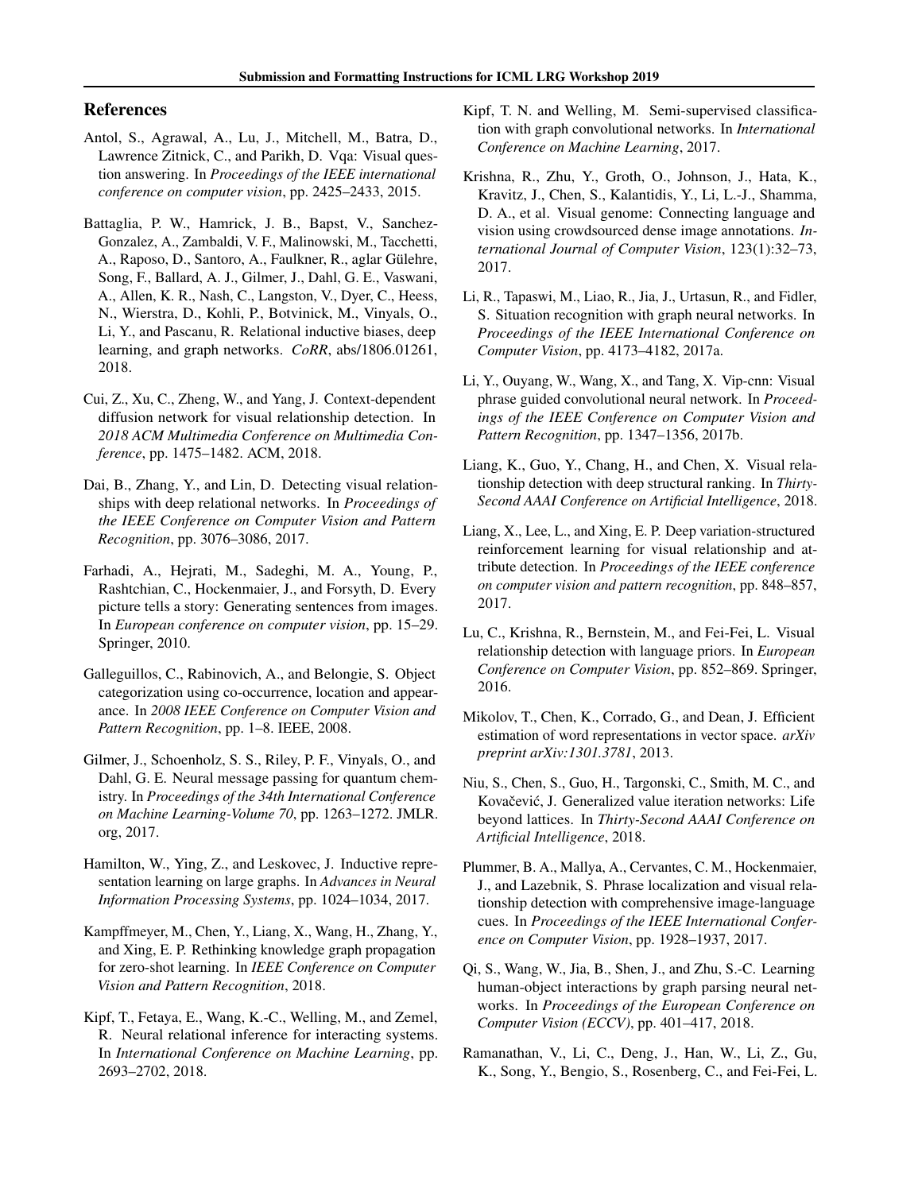## References

Antol, S., Agrawal, A., Lu, J., Mitchell, M., Batra, D., Lawrence Zitnick, C., and Parikh, D. Vqa: Visual question answering. In *Proceedings of the IEEE international conference on computer vision*, pp. 2425–2433, 2015.

Battaglia, P. W., Hamrick, J. B., Bapst, V., Sanchez-Gonzalez, A., Zambaldi, V. F., Malinowski, M., Tacchetti, A., Raposo, D., Santoro, A., Faulkner, R., aglar Gülehre, Song, F., Ballard, A. J., Gilmer, J., Dahl, G. E., Vaswani, A., Allen, K. R., Nash, C., Langston, V., Dyer, C., Heess, N., Wierstra, D., Kohli, P., Botvinick, M., Vinyals, O., Li, Y., and Pascanu, R. Relational inductive biases, deep learning, and graph networks. *CoRR*, abs/1806.01261, 2018.

Cui, Z., Xu, C., Zheng, W., and Yang, J. Context-dependent diffusion network for visual relationship detection. In *2018 ACM Multimedia Conference on Multimedia Conference*, pp. 1475–1482. ACM, 2018.

Dai, B., Zhang, Y., and Lin, D. Detecting visual relationships with deep relational networks. In *Proceedings of the IEEE Conference on Computer Vision and Pattern Recognition*, pp. 3076–3086, 2017.

Farhadi, A., Hejrati, M., Sadeghi, M. A., Young, P., Rashtchian, C., Hockenmaier, J., and Forsyth, D. Every picture tells a story: Generating sentences from images. In *European conference on computer vision*, pp. 15–29. Springer, 2010.

Galleguillos, C., Rabinovich, A., and Belongie, S. Object categorization using co-occurrence, location and appearance. In *2008 IEEE Conference on Computer Vision and Pattern Recognition*, pp. 1–8. IEEE, 2008.

Gilmer, J., Schoenholz, S. S., Riley, P. F., Vinyals, O., and Dahl, G. E. Neural message passing for quantum chemistry. In *Proceedings of the 34th International Conference on Machine Learning-Volume 70*, pp. 1263–1272. JMLR. org, 2017.

Hamilton, W., Ying, Z., and Leskovec, J. Inductive representation learning on large graphs. In *Advances in Neural Information Processing Systems*, pp. 1024–1034, 2017.

Kampffmeyer, M., Chen, Y., Liang, X., Wang, H., Zhang, Y., and Xing, E. P. Rethinking knowledge graph propagation for zero-shot learning. In *IEEE Conference on Computer Vision and Pattern Recognition*, 2018.

Kipf, T., Fetaya, E., Wang, K.-C., Welling, M., and Zemel, R. Neural relational inference for interacting systems. In *International Conference on Machine Learning*, pp. 2693–2702, 2018.

Kipf, T. N. and Welling, M. Semi-supervised classification with graph convolutional networks. In *International Conference on Machine Learning*, 2017.

Krishna, R., Zhu, Y., Groth, O., Johnson, J., Hata, K., Kravitz, J., Chen, S., Kalantidis, Y., Li, L.-J., Shamma, D. A., et al. Visual genome: Connecting language and vision using crowdsourced dense image annotations. *International Journal of Computer Vision*, 123(1):32–73, 2017.

Li, R., Tapaswi, M., Liao, R., Jia, J., Urtasun, R., and Fidler, S. Situation recognition with graph neural networks. In *Proceedings of the IEEE International Conference on Computer Vision*, pp. 4173–4182, 2017a.

Li, Y., Ouyang, W., Wang, X., and Tang, X. Vip-cnn: Visual phrase guided convolutional neural network. In *Proceedings of the IEEE Conference on Computer Vision and Pattern Recognition*, pp. 1347–1356, 2017b.

Liang, K., Guo, Y., Chang, H., and Chen, X. Visual relationship detection with deep structural ranking. In *Thirty-Second AAAI Conference on Artificial Intelligence*, 2018.

Liang, X., Lee, L., and Xing, E. P. Deep variation-structured reinforcement learning for visual relationship and attribute detection. In *Proceedings of the IEEE conference on computer vision and pattern recognition*, pp. 848–857, 2017.

Lu, C., Krishna, R., Bernstein, M., and Fei-Fei, L. Visual relationship detection with language priors. In *European Conference on Computer Vision*, pp. 852–869. Springer, 2016.

Mikolov, T., Chen, K., Corrado, G., and Dean, J. Efficient estimation of word representations in vector space. *arXiv preprint arXiv:1301.3781*, 2013.

Niu, S., Chen, S., Guo, H., Targonski, C., Smith, M. C., and Kovačević, J. Generalized value iteration networks: Life beyond lattices. In *Thirty-Second AAAI Conference on Artificial Intelligence*, 2018.

Plummer, B. A., Mallya, A., Cervantes, C. M., Hockenmaier, J., and Lazebnik, S. Phrase localization and visual relationship detection with comprehensive image-language cues. In *Proceedings of the IEEE International Conference on Computer Vision*, pp. 1928–1937, 2017.

Qi, S., Wang, W., Jia, B., Shen, J., and Zhu, S.-C. Learning human-object interactions by graph parsing neural networks. In *Proceedings of the European Conference on Computer Vision (ECCV)*, pp. 401–417, 2018.

Ramanathan, V., Li, C., Deng, J., Han, W., Li, Z., Gu, K., Song, Y., Bengio, S., Rosenberg, C., and Fei-Fei, L.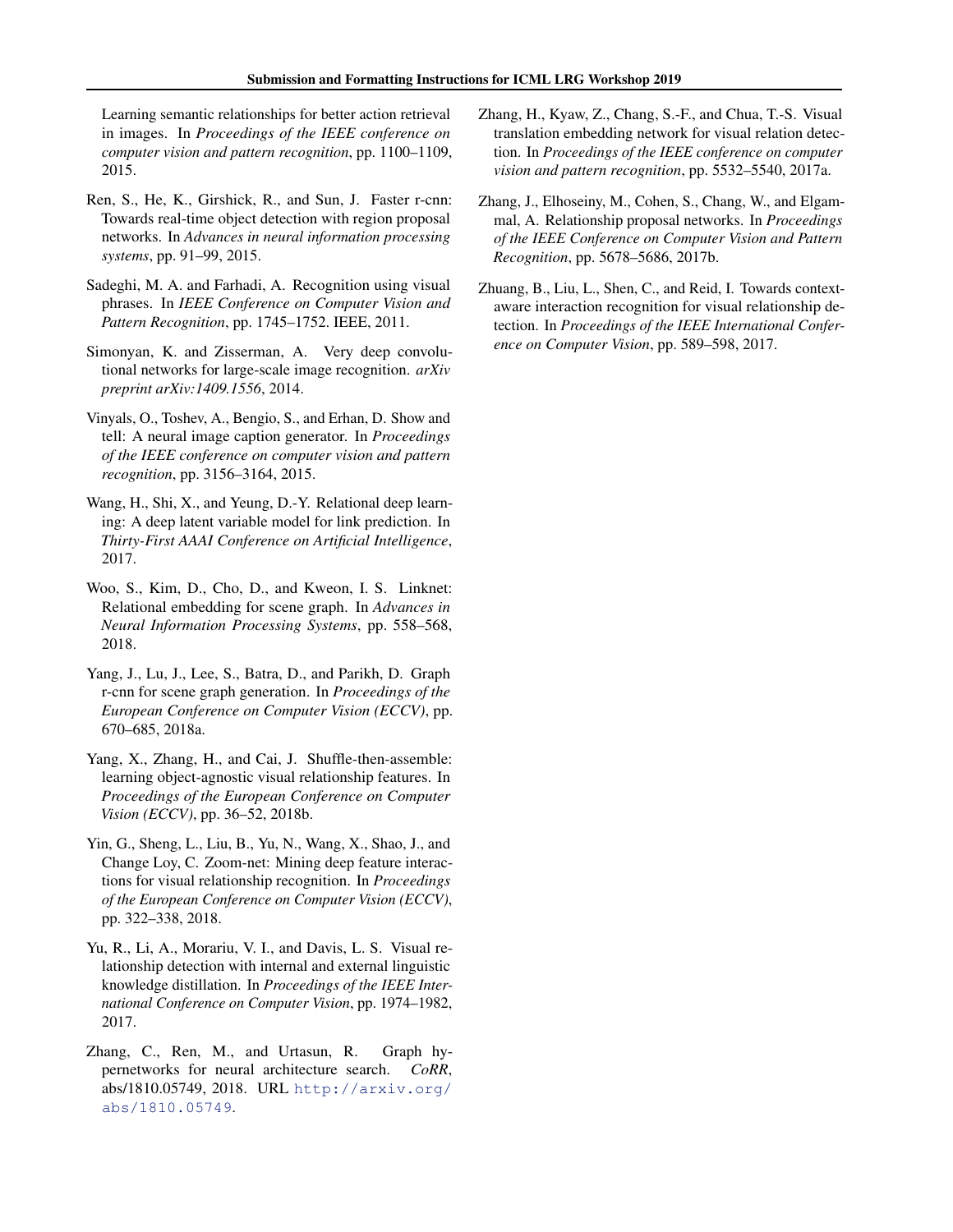Learning semantic relationships for better action retrieval in images. In *Proceedings of the IEEE conference on computer vision and pattern recognition*, pp. 1100–1109, 2015.

Ren, S., He, K., Girshick, R., and Sun, J. Faster r-cnn: Towards real-time object detection with region proposal networks. In *Advances in neural information processing systems*, pp. 91–99, 2015.

Sadeghi, M. A. and Farhadi, A. Recognition using visual phrases. In *IEEE Conference on Computer Vision and Pattern Recognition*, pp. 1745–1752. IEEE, 2011.

Simonyan, K. and Zisserman, A. Very deep convolutional networks for large-scale image recognition. *arXiv preprint arXiv:1409.1556*, 2014.

Vinyals, O., Toshev, A., Bengio, S., and Erhan, D. Show and tell: A neural image caption generator. In *Proceedings of the IEEE conference on computer vision and pattern recognition*, pp. 3156–3164, 2015.

Wang, H., Shi, X., and Yeung, D.-Y. Relational deep learning: A deep latent variable model for link prediction. In *Thirty-First AAAI Conference on Artificial Intelligence*, 2017.

Woo, S., Kim, D., Cho, D., and Kweon, I. S. Linknet: Relational embedding for scene graph. In *Advances in Neural Information Processing Systems*, pp. 558–568, 2018.

Yang, J., Lu, J., Lee, S., Batra, D., and Parikh, D. Graph r-cnn for scene graph generation. In *Proceedings of the European Conference on Computer Vision (ECCV)*, pp. 670–685, 2018a.

Yang, X., Zhang, H., and Cai, J. Shuffle-then-assemble: learning object-agnostic visual relationship features. In *Proceedings of the European Conference on Computer Vision (ECCV)*, pp. 36–52, 2018b.

Yin, G., Sheng, L., Liu, B., Yu, N., Wang, X., Shao, J., and Change Loy, C. Zoom-net: Mining deep feature interactions for visual relationship recognition. In *Proceedings of the European Conference on Computer Vision (ECCV)*, pp. 322–338, 2018.

Yu, R., Li, A., Morariu, V. I., and Davis, L. S. Visual relationship detection with internal and external linguistic knowledge distillation. In *Proceedings of the IEEE International Conference on Computer Vision*, pp. 1974–1982, 2017.

Zhang, C., Ren, M., and Urtasun, R. Graph hypernetworks for neural architecture search. *CoRR*, abs/1810.05749, 2018. URL http://arxiv.org/abs/1810.05749.

Zhang, H., Kyaw, Z., Chang, S.-F., and Chua, T.-S. Visual translation embedding network for visual relation detection. In *Proceedings of the IEEE conference on computer vision and pattern recognition*, pp. 5532–5540, 2017a.

Zhang, J., Elhoseiny, M., Cohen, S., Chang, W., and Elgammal, A. Relationship proposal networks. In *Proceedings of the IEEE Conference on Computer Vision and Pattern Recognition*, pp. 5678–5686, 2017b.

Zhuang, B., Liu, L., Shen, C., and Reid, I. Towards context-aware interaction recognition for visual relationship detection. In *Proceedings of the IEEE International Conference on Computer Vision*, pp. 589–598, 2017.